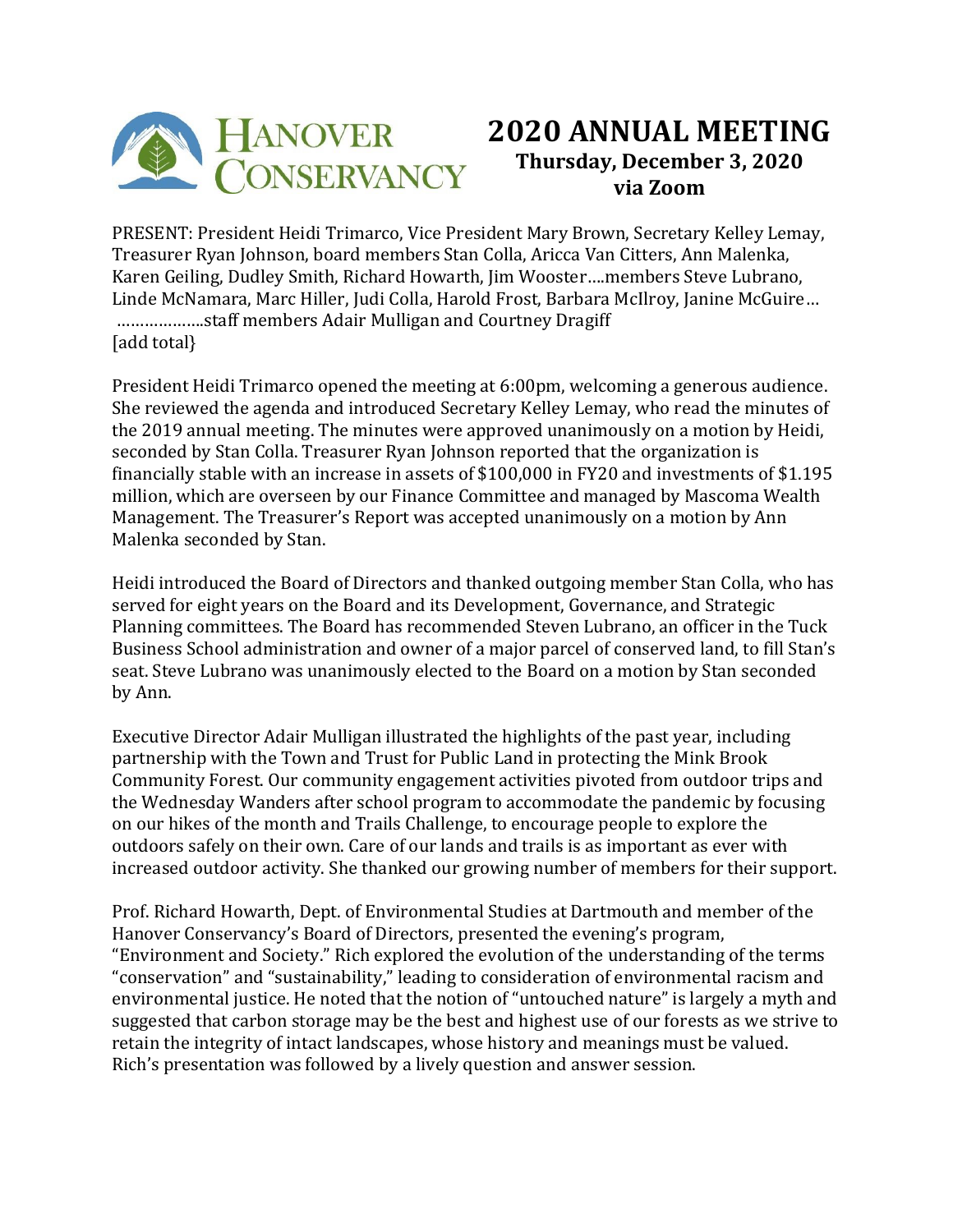HANOVER CONSERVANCY

# 2020 ANNUAL MEETING

**Thursday, December 3, 2020**

**via Zoom**

PRESENT: President Heidi Trimarco, Vice President Mary Brown, Secretary Kelley Lemay, Treasurer Ryan Johnson, board members Stan Colla, Aricca Van Citters, Ann Malenka, Karen Geiling, Dudley Smith, Richard Howarth, Jim Wooster….members Steve Lubrano, Linde McNamara, Marc Hiller, Judi Colla, Harold Frost, Barbara McIlroy, Janine McGuire… ……………….staff members Adair Mulligan and Courtney Dragiff [add total}

President Heidi Trimarco opened the meeting at 6:00pm, welcoming a generous audience. She reviewed the agenda and introduced Secretary Kelley Lemay, who read the minutes of the 2019 annual meeting. The minutes were approved unanimously on a motion by Heidi, seconded by Stan Colla. Treasurer Ryan Johnson reported that the organization is financially stable with an increase in assets of $100,000 in FY20 and investments of $1.195 million, which are overseen by our Finance Committee and managed by Mascoma Wealth Management. The Treasurer's Report was accepted unanimously on a motion by Ann Malenka seconded by Stan.

Heidi introduced the Board of Directors and thanked outgoing member Stan Colla, who has served for eight years on the Board and its Development, Governance, and Strategic Planning committees. The Board has recommended Steven Lubrano, an officer in the Tuck Business School administration and owner of a major parcel of conserved land, to fill Stan's seat. Steve Lubrano was unanimously elected to the Board on a motion by Stan seconded by Ann.

Executive Director Adair Mulligan illustrated the highlights of the past year, including partnership with the Town and Trust for Public Land in protecting the Mink Brook Community Forest. Our community engagement activities pivoted from outdoor trips and the Wednesday Wanders after school program to accommodate the pandemic by focusing on our hikes of the month and Trails Challenge, to encourage people to explore the outdoors safely on their own. Care of our lands and trails is as important as ever with increased outdoor activity. She thanked our growing number of members for their support.

Prof. Richard Howarth, Dept. of Environmental Studies at Dartmouth and member of the Hanover Conservancy's Board of Directors, presented the evening's program, "Environment and Society." Rich explored the evolution of the understanding of the terms "conservation" and "sustainability," leading to consideration of environmental racism and environmental justice. He noted that the notion of "untouched nature" is largely a myth and suggested that carbon storage may be the best and highest use of our forests as we strive to retain the integrity of intact landscapes, whose history and meanings must be valued. Rich's presentation was followed by a lively question and answer session.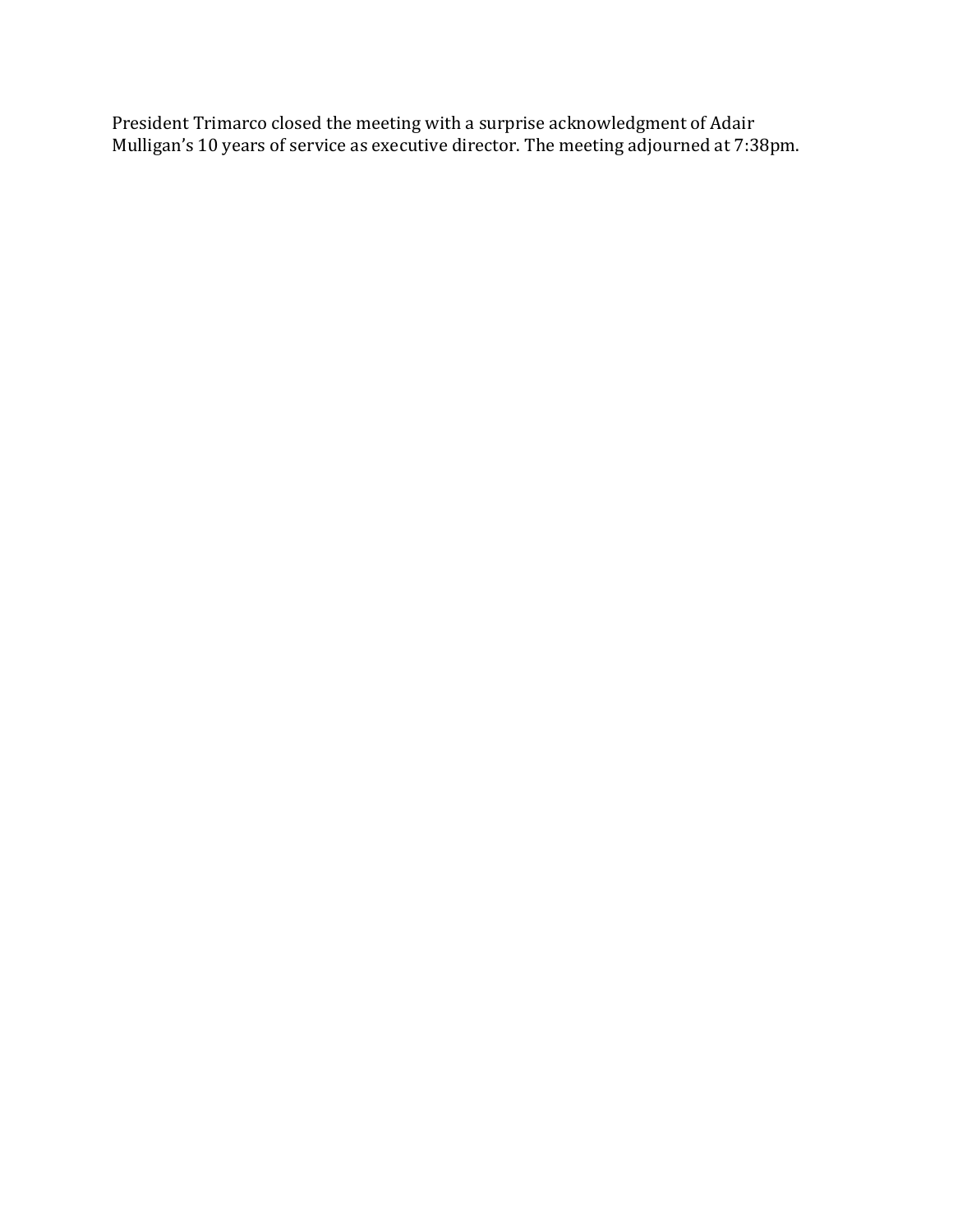President Trimarco closed the meeting with a surprise acknowledgment of Adair Mulligan's 10 years of service as executive director. The meeting adjourned at 7:38pm.